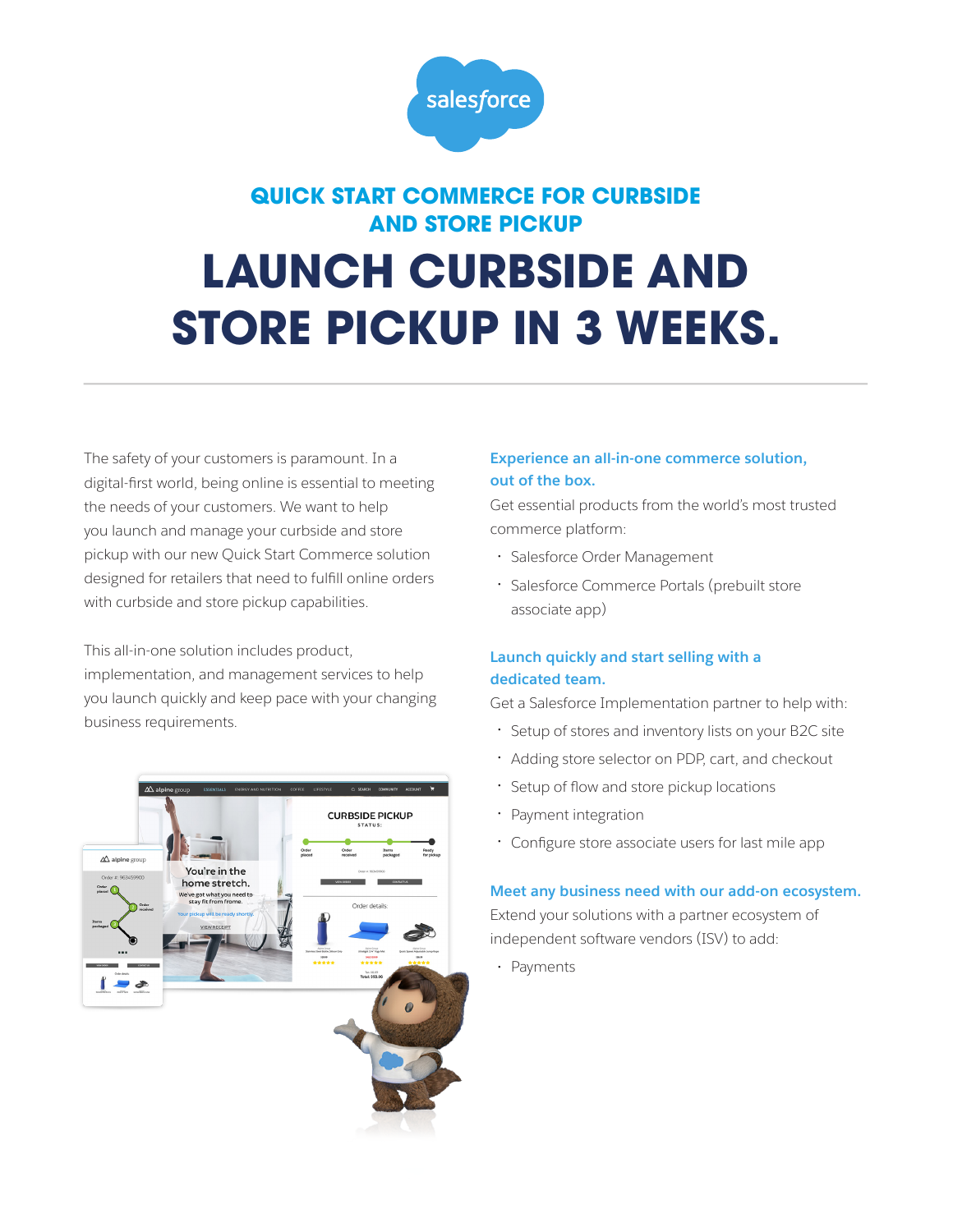## QUICK START COMMERCE FOR CURBSIDE AND STORE PICKUP

# LAUNCH CURBSIDE AND STORE PICKUP IN 3 WEEKS.

The safety of your customers is paramount. In a digital-first world, being online is essential to meeting the needs of your customers. We want to help you launch and manage your curbside and store pickup with our new Quick Start Commerce solution designed for retailers that need to fulfill online orders with curbside and store pickup capabilities.

This all-in-one solution includes product, implementation, and management services to help you launch quickly and keep pace with your changing business requirements.

### Experience an all-in-one commerce solution, out of the box.

Get essential products from the world's most trusted commerce platform:

- Salesforce Order Management
- Salesforce Commerce Portals (prebuilt store associate app)

### Launch quickly and start selling with a dedicated team.

Get a Salesforce Implementation partner to help with:

- Setup of stores and inventory lists on your B2C site
- Adding store selector on PDP, cart, and checkout
- Setup of flow and store pickup locations
- Payment integration
- Configure store associate users for last mile app

### Meet any business need with our add-on ecosystem.

Extend your solutions with a partner ecosystem of independent software vendors (ISV) to add:

- Payments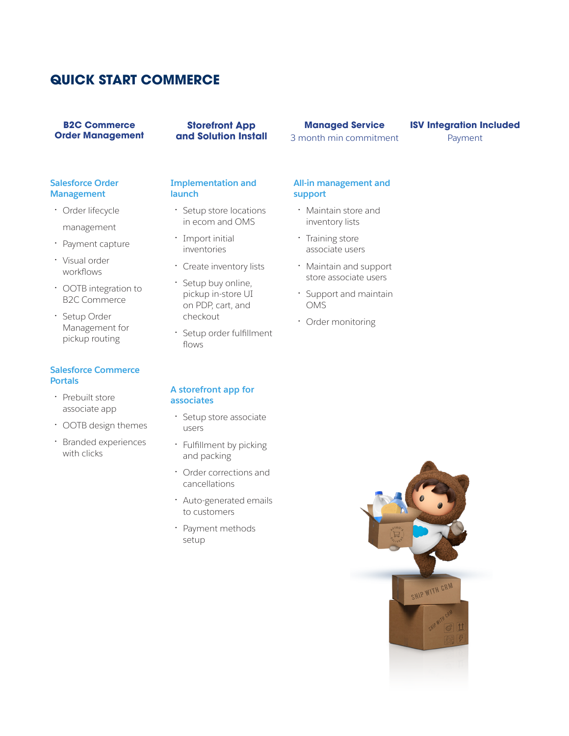# QUICK START COMMERCE

**B2C Commerce Order Management**

**Storefront App and Solution Install**

**Managed Service**
3 month min commitment

**ISV Integration Included**
Payment

### Salesforce Order Management

- Order lifecycle management
- Payment capture
- Visual order workflows
- OOTB integration to B2C Commerce
- Setup Order Management for pickup routing

### Salesforce Commerce Portals

- Prebuilt store associate app
- OOTB design themes
- Branded experiences with clicks

### Implementation and launch

- Setup store locations in ecom and OMS
- Import initial inventories
- Create inventory lists
- Setup buy online, pickup in-store UI on PDP, cart, and checkout
- Setup order fulfillment flows

### A storefront app for associates

- Setup store associate users
- Fulfillment by picking and packing
- Order corrections and cancellations
- Auto-generated emails to customers
- Payment methods setup

### All-in management and support

- Maintain store and inventory lists
- Training store associate users
- Maintain and support store associate users
- Support and maintain OMS
- Order monitoring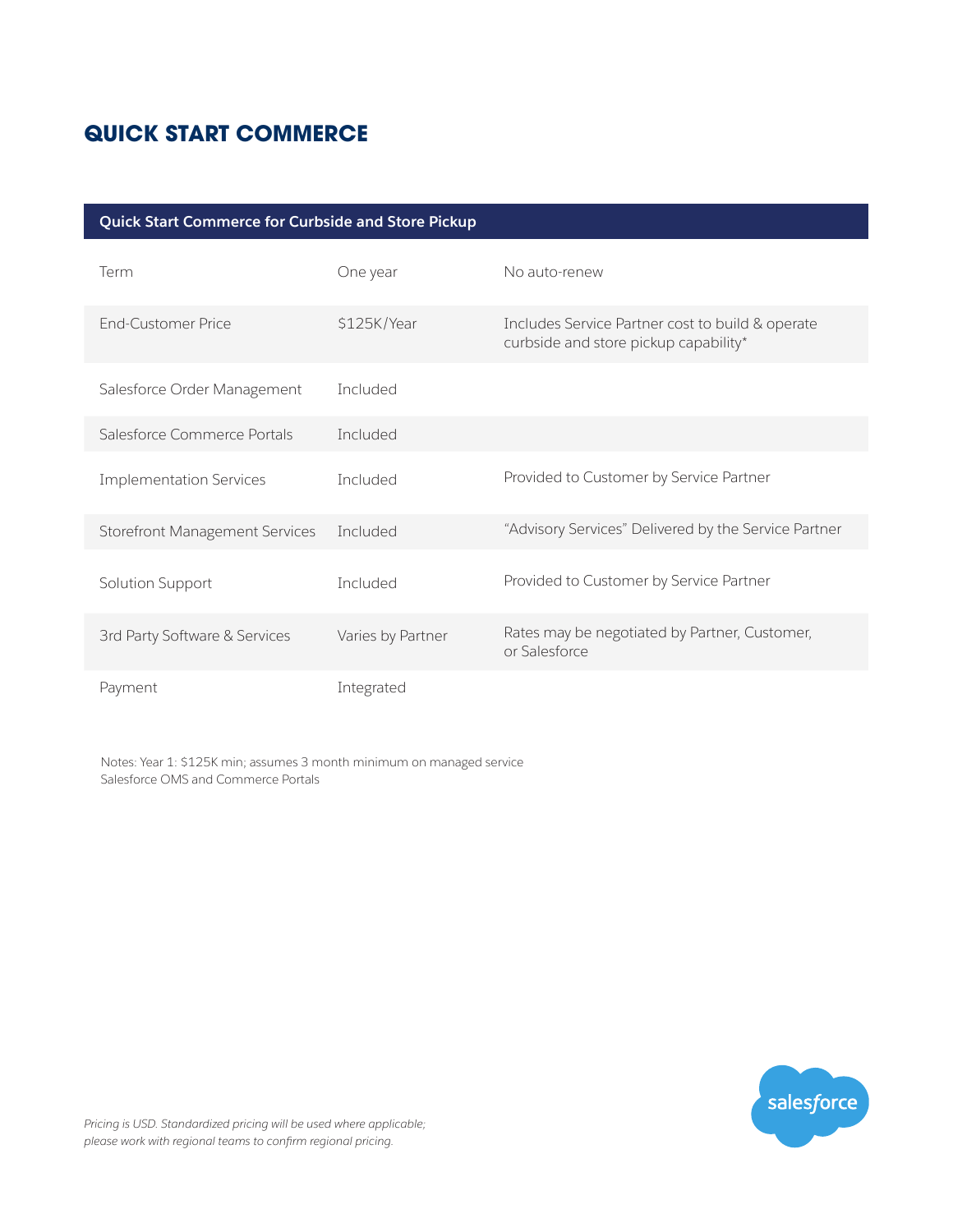# QUICK START COMMERCE

| Quick Start Commerce for Curbside and Store Pickup | | |
|---|---|---|
| Term | One year | No auto-renew |
| End-Customer Price | $125K/Year | Includes Service Partner cost to build & operate curbside and store pickup capability* |
| Salesforce Order Management | Included | |
| Salesforce Commerce Portals | Included | |
| Implementation Services | Included | Provided to Customer by Service Partner |
| Storefront Management Services | Included | "Advisory Services" Delivered by the Service Partner |
| Solution Support | Included | Provided to Customer by Service Partner |
| 3rd Party Software & Services | Varies by Partner | Rates may be negotiated by Partner, Customer, or Salesforce |
| Payment | Integrated | |

Notes: Year 1: $125K min; assumes 3 month minimum on managed service
Salesforce OMS and Commerce Portals

*Pricing is USD. Standardized pricing will be used where applicable; please work with regional teams to confirm regional pricing.*